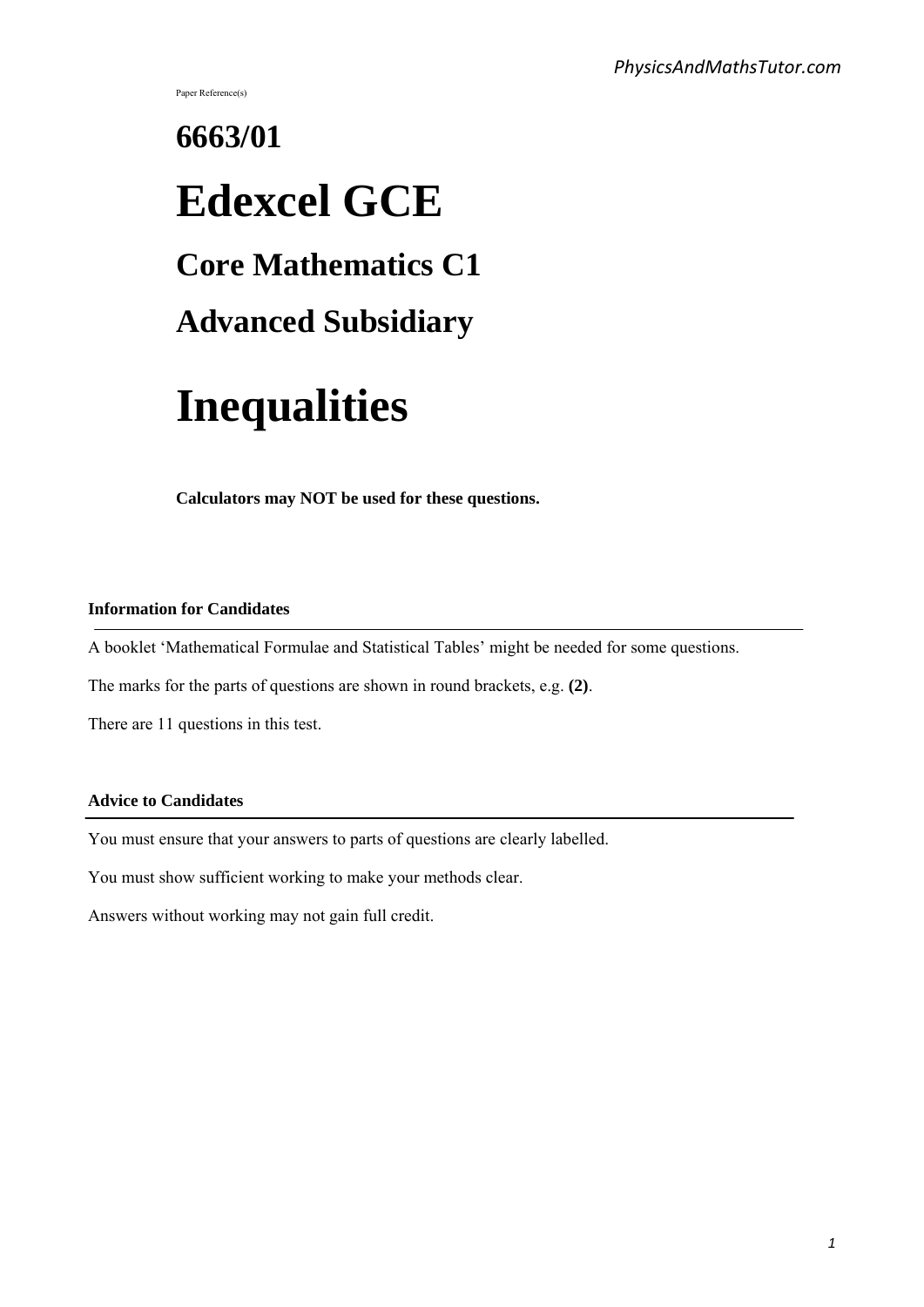Paper Reference(s)

# 6663/01

# Edexcel GCE

## Core Mathematics C1

## Advanced Subsidiary

# Inequalities

**Calculators may NOT be used for these questions.**

### Information for Candidates

A booklet 'Mathematical Formulae and Statistical Tables' might be needed for some questions.

The marks for the parts of questions are shown in round brackets, e.g. **(2)**.

There are 11 questions in this test.

### Advice to Candidates

You must ensure that your answers to parts of questions are clearly labelled.

You must show sufficient working to make your methods clear.

Answers without working may not gain full credit.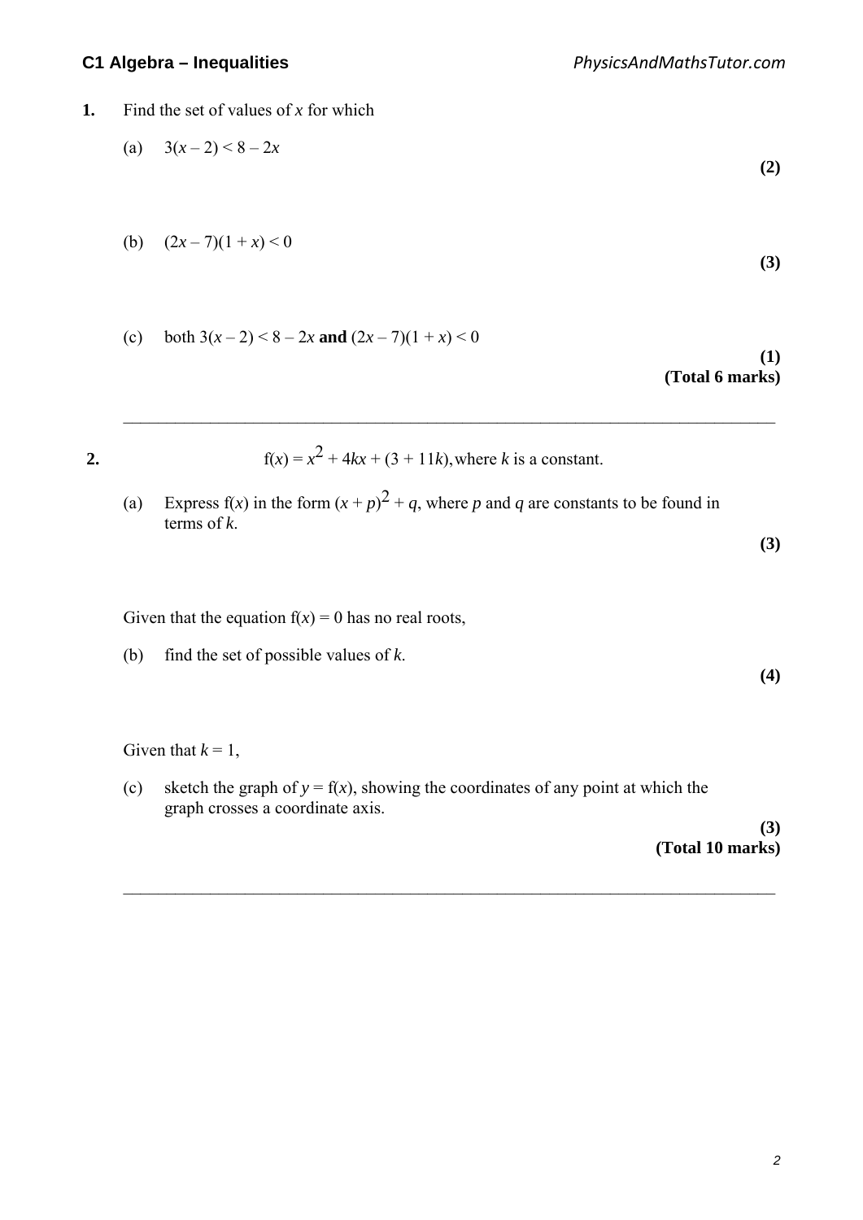**1.** Find the set of values of $x$ for which

(a) $3(x - 2) < 8 - 2x$

**(2)**

(b) $(2x - 7)(1 + x) < 0$

**(3)**

(c) both $3(x - 2) < 8 - 2x$ **and** $(2x - 7)(1 + x) < 0$

**(1)**
**(Total 6 marks)**

---

**2.** $$\mathrm{f}(x) = x^2 + 4kx + (3 + 11k), \text{ where } k \text{ is a constant.}$$

(a) Express $\mathrm{f}(x)$ in the form $(x + p)^2 + q$, where $p$ and $q$ are constants to be found in terms of $k$.

**(3)**

Given that the equation $\mathrm{f}(x) = 0$ has no real roots,

(b) find the set of possible values of $k$.

**(4)**

Given that $k = 1$,

(c) sketch the graph of $y = \mathrm{f}(x)$, showing the coordinates of any point at which the graph crosses a coordinate axis.

**(3)**
**(Total 10 marks)**

---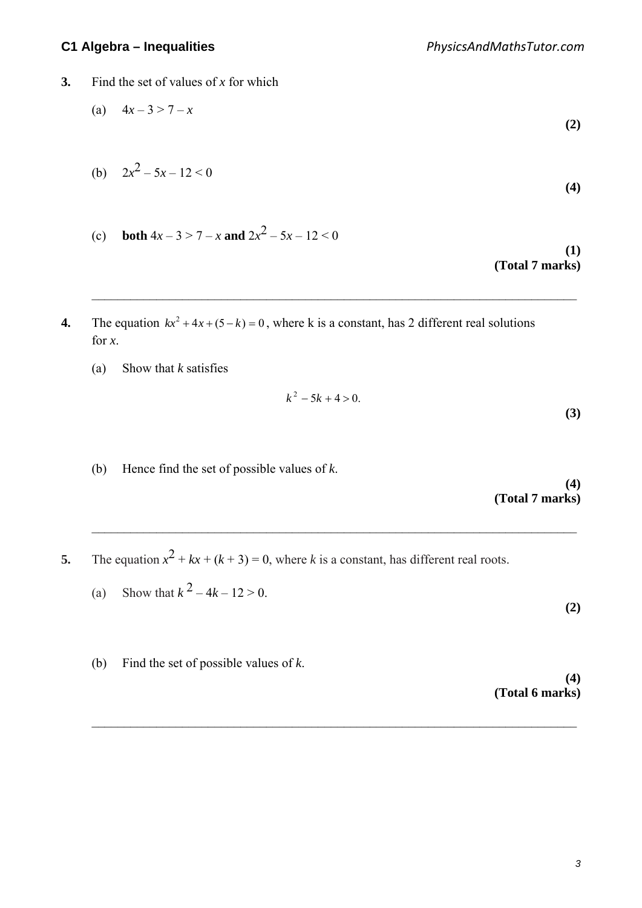**3.** Find the set of values of $x$ for which

(a) $4x - 3 > 7 - x$

**(2)**

(b) $2x^2 - 5x - 12 < 0$

**(4)**

(c) **both** $4x - 3 > 7 - x$ **and** $2x^2 - 5x - 12 < 0$

**(1)**
**(Total 7 marks)**

---

**4.** The equation $kx^2 + 4x + (5 - k) = 0$, where k is a constant, has 2 different real solutions for $x$.

(a) Show that $k$ satisfies

$$k^2 - 5k + 4 > 0.$$

**(3)**

(b) Hence find the set of possible values of $k$.

**(4)**
**(Total 7 marks)**

---

**5.** The equation $x^2 + kx + (k + 3) = 0$, where $k$ is a constant, has different real roots.

(a) Show that $k^2 - 4k - 12 > 0$.

**(2)**

(b) Find the set of possible values of $k$.

**(4)**
**(Total 6 marks)**

---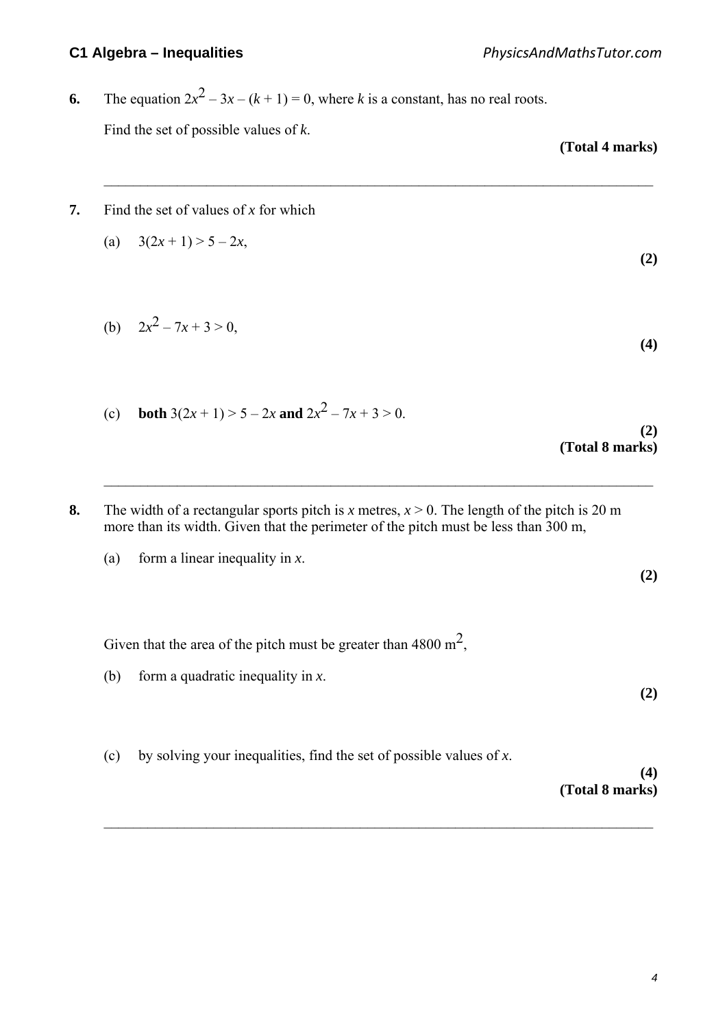**6.** The equation $2x^2 - 3x - (k + 1) = 0$, where $k$ is a constant, has no real roots.

Find the set of possible values of $k$.

**(Total 4 marks)**

---

**7.** Find the set of values of $x$ for which

(a) $3(2x + 1) > 5 - 2x$,

**(2)**

(b) $2x^2 - 7x + 3 > 0$,

**(4)**

(c) **both** $3(2x + 1) > 5 - 2x$ **and** $2x^2 - 7x + 3 > 0$.

**(2)**

**(Total 8 marks)**

---

**8.** The width of a rectangular sports pitch is $x$ metres, $x > 0$. The length of the pitch is 20 m more than its width. Given that the perimeter of the pitch must be less than 300 m,

(a) form a linear inequality in $x$.

**(2)**

Given that the area of the pitch must be greater than 4800 $m^2$,

(b) form a quadratic inequality in $x$.

**(2)**

(c) by solving your inequalities, find the set of possible values of $x$.

**(4)**

**(Total 8 marks)**

---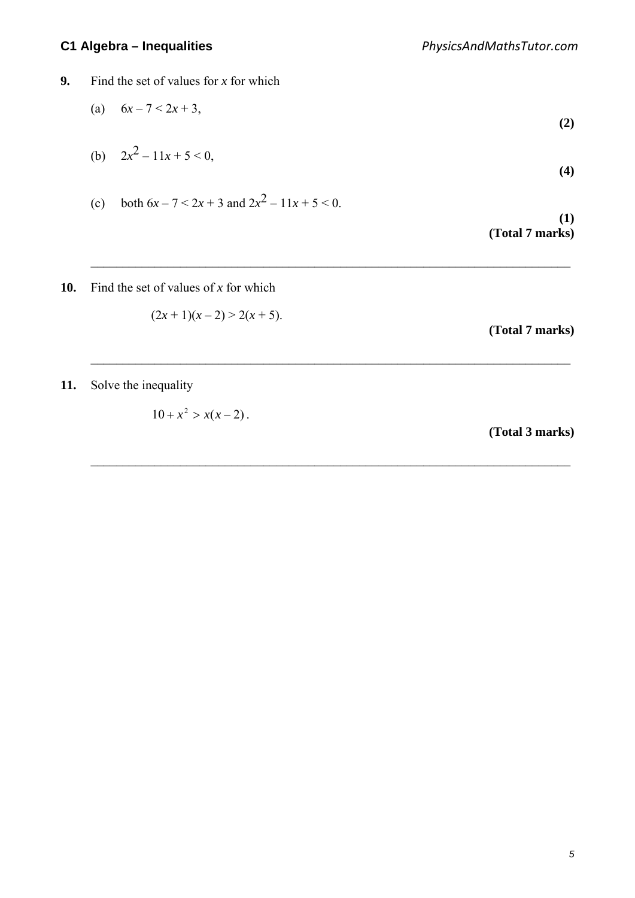**9.** Find the set of values for $x$ for which

(a) $6x - 7 < 2x + 3$,

**(2)**

(b) $2x^2 - 11x + 5 < 0$,

**(4)**

(c) both $6x - 7 < 2x + 3$ and $2x^2 - 11x + 5 < 0$.

**(1)**
**(Total 7 marks)**

---

**10.** Find the set of values of $x$ for which

$$(2x + 1)(x - 2) > 2(x + 5).$$

**(Total 7 marks)**

---

**11.** Solve the inequality

$$10 + x^2 > x(x - 2).$$

**(Total 3 marks)**

---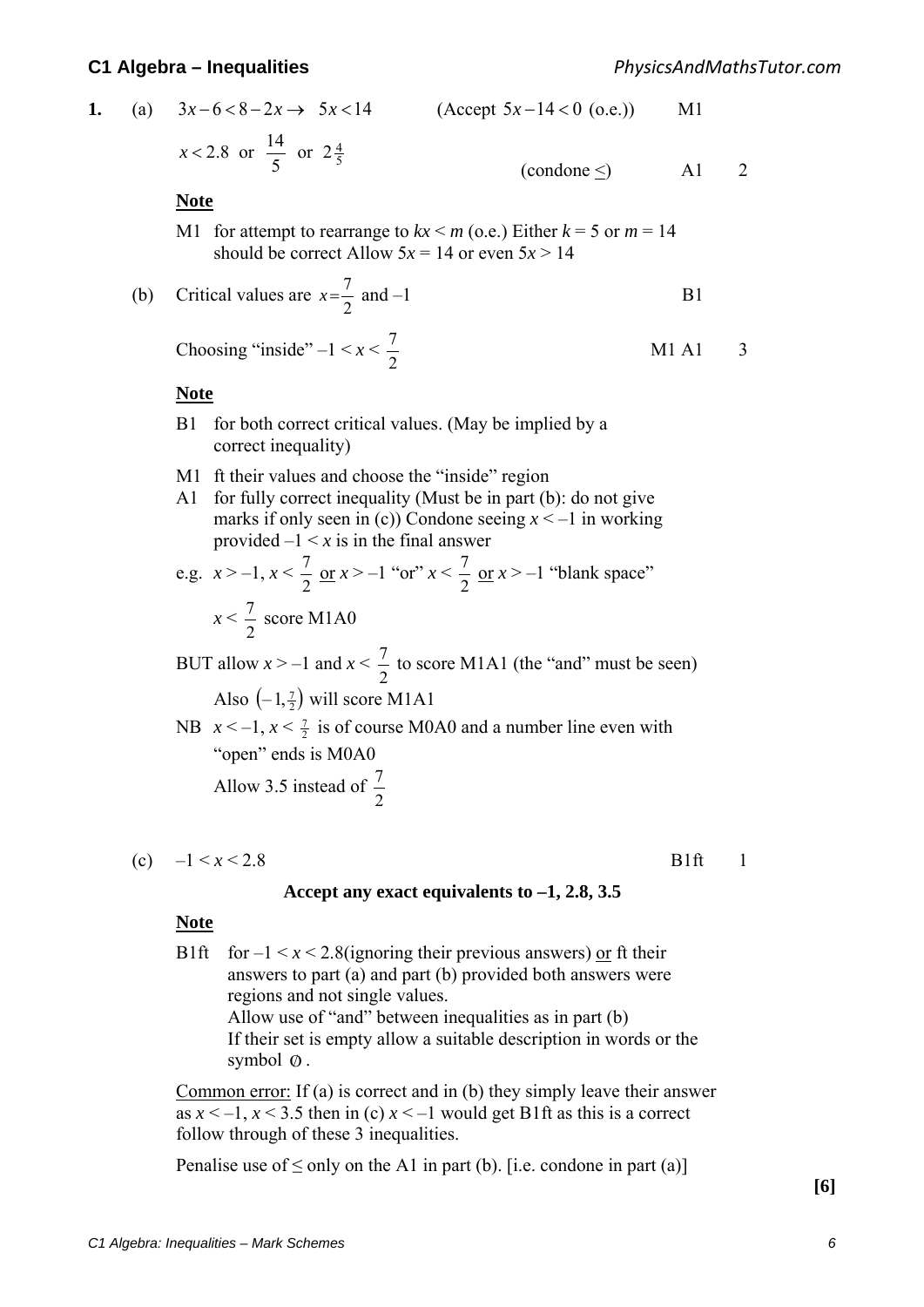**1.** (a) $3x - 6 < 8 - 2x \rightarrow \ 5x < 14$ (Accept $5x - 14 < 0$ (o.e.)) M1

$x < 2.8$ or $\frac{14}{5}$ or $2\frac{4}{5}$ (condone $\leq$) A1 2

**Note**

M1 for attempt to rearrange to $kx < m$ (o.e.) Either $k = 5$ or $m = 14$ should be correct Allow $5x = 14$ or even $5x > 14$

(b) Critical values are $x = \frac{7}{2}$ and $-1$ B1

Choosing "inside" $-1 < x < \frac{7}{2}$ M1 A1 3

**Note**

B1 for both correct critical values. (May be implied by a correct inequality)

M1 ft their values and choose the "inside" region

A1 for fully correct inequality (Must be in part (b): do not give marks if only seen in (c)) Condone seeing $x < -1$ in working provided $-1 < x$ is in the final answer

e.g. $x > -1$, $x < \frac{7}{2}$ <u>or</u> $x > -1$ "or" $x < \frac{7}{2}$ <u>or</u> $x > -1$ "blank space" $x < \frac{7}{2}$ score M1A0

BUT allow $x > -1$ and $x < \frac{7}{2}$ to score M1A1 (the "and" must be seen)

Also $\left(-1, \frac{7}{2}\right)$ will score M1A1

NB $x < -1$, $x < \frac{7}{2}$ is of course M0A0 and a number line even with "open" ends is M0A0

Allow 3.5 instead of $\frac{7}{2}$

(c) $-1 < x < 2.8$ B1ft 1

**Accept any exact equivalents to –1, 2.8, 3.5**

**Note**

B1ft for $-1 < x < 2.8$(ignoring their previous answers) <u>or</u> ft their answers to part (a) and part (b) provided both answers were regions and not single values.
Allow use of "and" between inequalities as in part (b)
If their set is empty allow a suitable description in words or the symbol $\emptyset$.

<u>Common error:</u> If (a) is correct and in (b) they simply leave their answer as $x < -1$, $x < 3.5$ then in (c) $x < -1$ would get B1ft as this is a correct follow through of these 3 inequalities.

Penalise use of $\leq$ only on the A1 in part (b). [i.e. condone in part (a)]

**[6]**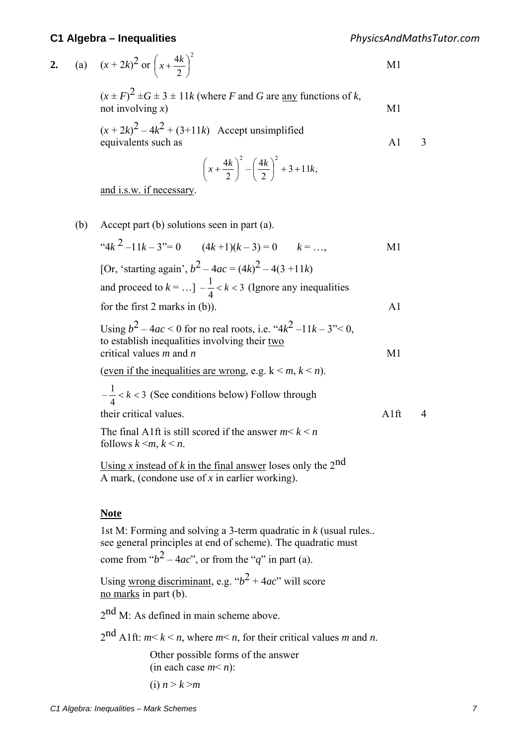**2.** (a) $(x + 2k)^2$ or $\left(x + \frac{4k}{2}\right)^2$ — M1

$(x \pm F)^2 \pm G \pm 3 \pm 11k$ (where $F$ and $G$ are <u>any</u> functions of $k$, not involving $x$) — M1

$(x + 2k)^2 - 4k^2 + (3+11k)$ Accept unsimplified equivalents such as — A1 — 3

$$\left(x + \frac{4k}{2}\right)^2 - \left(\frac{4k}{2}\right)^2 + 3 + 11k,$$

<u>and i.s.w. if necessary</u>.

(b) Accept part (b) solutions seen in part (a).

"$4k^2 - 11k - 3$"$= 0$ $\quad (4k + 1)(k - 3) = 0 \quad k = \ldots,$ — M1

[Or, 'starting again', $b^2 - 4ac = (4k)^2 - 4(3 + 11k)$ and proceed to $k = \ldots$] $-\frac{1}{4} < k < 3$ (Ignore any inequalities for the first 2 marks in (b)). — A1

Using $b^2 - 4ac < 0$ for no real roots, i.e. "$4k^2 - 11k - 3$"$< 0$, to establish inequalities involving their <u>two</u> critical values $m$ and $n$ — M1

<u>(even if the inequalities are wrong</u>, e.g. $k < m$, $k < n$).

$-\frac{1}{4} < k < 3$ (See conditions below) Follow through their critical values. — A1ft — 4

The final A1ft is still scored if the answer $m < k < n$ follows $k < m$, $k < n$.

<u>Using $x$ instead of $k$ in the final answer</u> loses only the 2nd A mark, (condone use of $x$ in earlier working).

**<u>Note</u>**

1st M: Forming and solving a 3-term quadratic in $k$ (usual rules.. see general principles at end of scheme). The quadratic must come from "$b^2 - 4ac$", or from the "$q$" in part (a).

Using <u>wrong discriminant</u>, e.g. "$b^2 + 4ac$" will score <u>no marks</u> in part (b).

2nd M: As defined in main scheme above.

2nd A1ft: $m < k < n$, where $m < n$, for their critical values $m$ and $n$.

Other possible forms of the answer (in each case $m < n$):

(i) $n > k > m$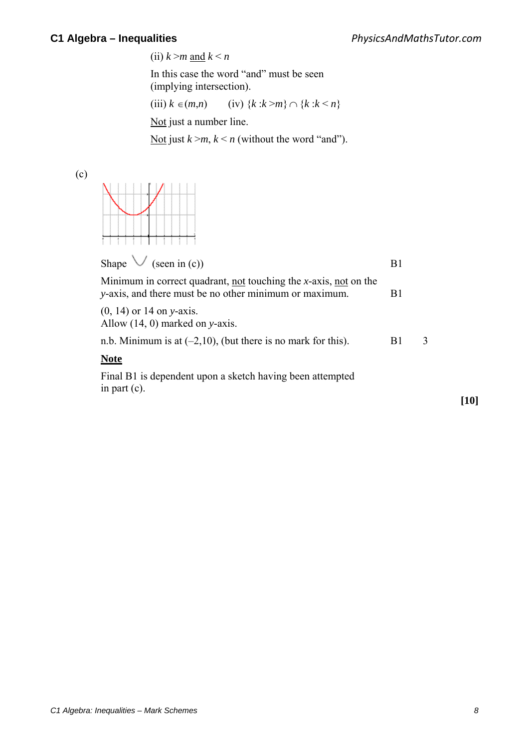(ii) $k > m$ <u>and</u> $k < n$

In this case the word "and" must be seen (implying intersection).

(iii) $k \in (m,n)$ (iv) $\{k : k > m\} \cap \{k : k < n\}$

<u>Not</u> just a number line.

<u>Not</u> just $k > m$, $k < n$ (without the word "and").

(c)

| | | |
|---|---|---|
| Shape ∨ (seen in (c)) | B1 | |
| Minimum in correct quadrant, <u>not</u> touching the $x$-axis, <u>not</u> on the $y$-axis, and there must be no other minimum or maximum. | B1 | |
| $(0, 14)$ or 14 on $y$-axis. Allow $(14, 0)$ marked on $y$-axis. n.b. Minimum is at $(-2,10)$, (but there is no mark for this). | B1 | 3 |

**<u>Note</u>**

Final B1 is dependent upon a sketch having been attempted in part (c).

**[10]**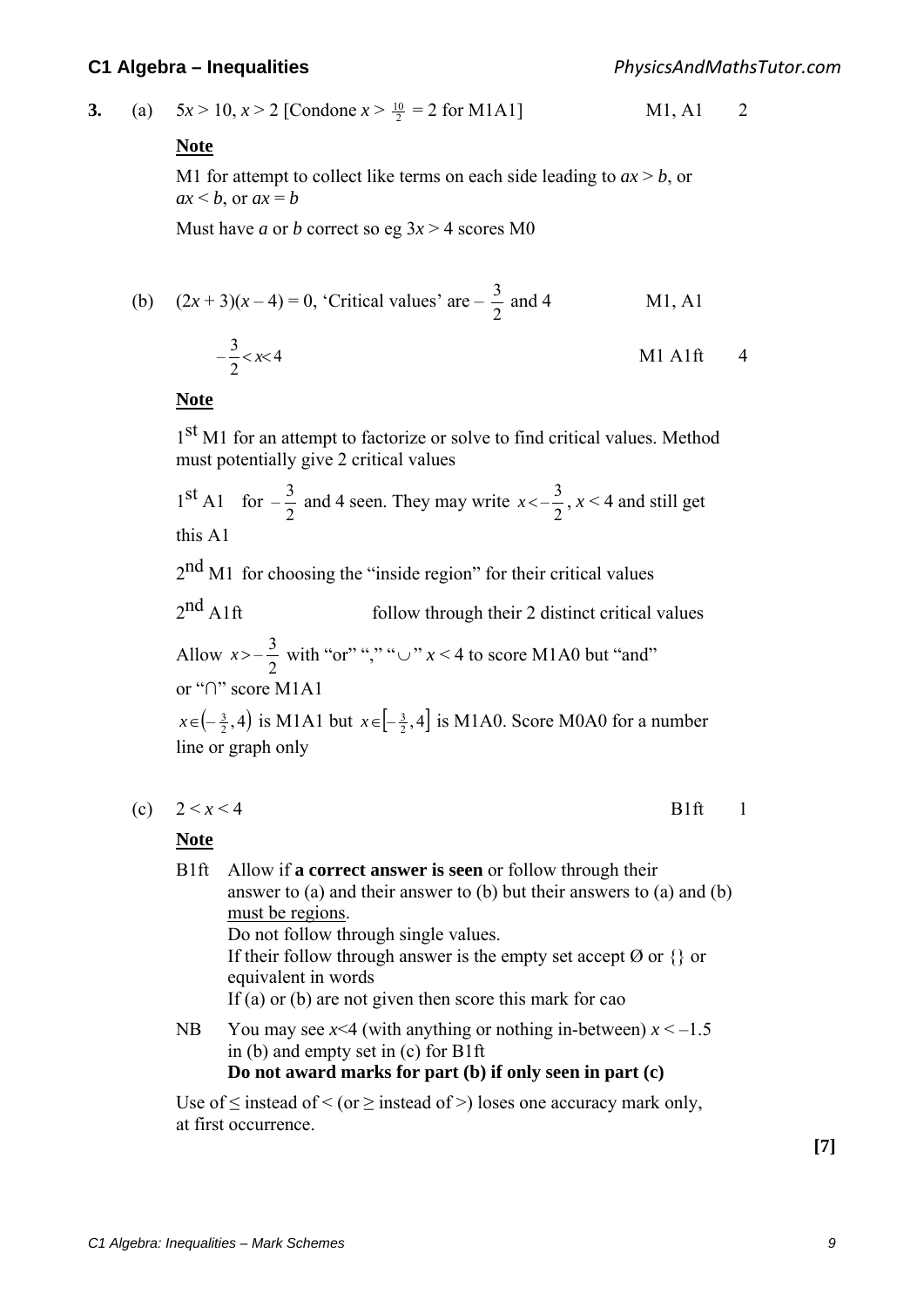**3.** (a) $5x > 10$, $x > 2$ [Condone $x > \frac{10}{2} = 2$ for M1A1] M1, A1 2

**Note**

M1 for attempt to collect like terms on each side leading to $ax > b$, or $ax < b$, or $ax = b$

Must have $a$ or $b$ correct so eg $3x > 4$ scores M0

(b) $(2x + 3)(x - 4) = 0$, 'Critical values' are $-\frac{3}{2}$ and 4 M1, A1

$-\frac{3}{2} < x < 4$ M1 A1ft 4

**Note**

1st M1 for an attempt to factorize or solve to find critical values. Method must potentially give 2 critical values

1st A1 for $-\frac{3}{2}$ and 4 seen. They may write $x < -\frac{3}{2}$, $x < 4$ and still get this A1

2nd M1 for choosing the "inside region" for their critical values

2nd A1ft follow through their 2 distinct critical values

Allow $x > -\frac{3}{2}$ with "or" "," "$\cup$" $x < 4$ to score M1A0 but "and" or "$\cap$" score M1A1

$x \in \left(-\frac{3}{2}, 4\right)$ is M1A1 but $x \in \left[-\frac{3}{2}, 4\right]$ is M1A0. Score M0A0 for a number line or graph only

(c) $2 < x < 4$ B1ft 1

**Note**

B1ft Allow if **a correct answer is seen** or follow through their answer to (a) and their answer to (b) but their answers to (a) and (b) must be regions.
Do not follow through single values.
If their follow through answer is the empty set accept Ø or {} or equivalent in words
If (a) or (b) are not given then score this mark for cao

NB You may see $x<4$ (with anything or nothing in-between) $x < -1.5$ in (b) and empty set in (c) for B1ft
**Do not award marks for part (b) if only seen in part (c)**

Use of $\leq$ instead of $<$ (or $\geq$ instead of $>$) loses one accuracy mark only, at first occurrence.

**[7]**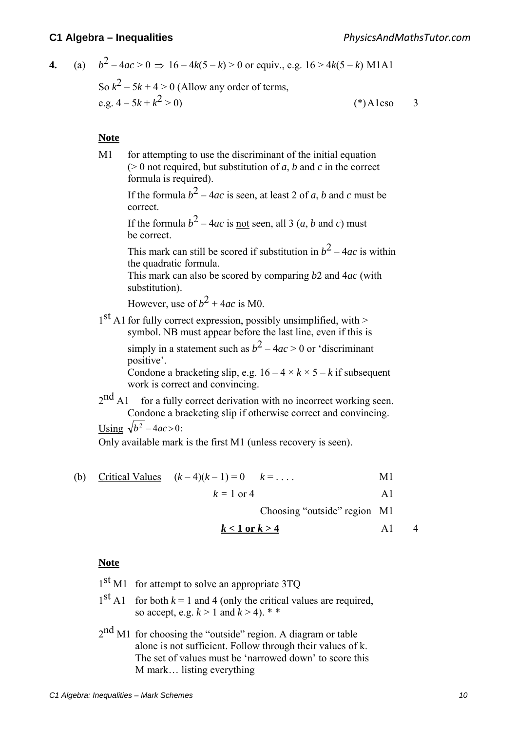**4.** (a) $b^2 - 4ac > 0 \Rightarrow 16 - 4k(5 - k) > 0$ or equiv., e.g. $16 > 4k(5 - k)$ M1A1

So $k^2 - 5k + 4 > 0$ (Allow any order of terms, e.g. $4 - 5k + k^2 > 0$) (*)A1cso **3**

**Note**

M1 for attempting to use the discriminant of the initial equation (> 0 not required, but substitution of $a$, $b$ and $c$ in the correct formula is required).

If the formula $b^2 - 4ac$ is seen, at least 2 of $a$, $b$ and $c$ must be correct.

If the formula $b^2 - 4ac$ is not seen, all 3 ($a$, $b$ and $c$) must be correct.

This mark can still be scored if substitution in $b^2 - 4ac$ is within the quadratic formula.

This mark can also be scored by comparing $b2$ and $4ac$ (with substitution).

However, use of $b^2 + 4ac$ is M0.

1st A1 for fully correct expression, possibly unsimplified, with > symbol. NB must appear before the last line, even if this is simply in a statement such as $b^2 - 4ac > 0$ or 'discriminant positive'.

Condone a bracketing slip, e.g. $16 - 4 \times k \times 5 - k$ if subsequent work is correct and convincing.

2nd A1 for a fully correct derivation with no incorrect working seen. Condone a bracketing slip if otherwise correct and convincing.

Using $\sqrt{b^2 - 4ac} > 0$:

Only available mark is the first M1 (unless recovery is seen).

(b) Critical Values $(k - 4)(k - 1) = 0$ $k = \ldots$ M1

$k = 1$ or $4$ A1

Choosing "outside" region M1

**$k < 1$ or $k > 4$** A1 **4**

**Note**

1st M1 for attempt to solve an appropriate 3TQ

1st A1 for both $k = 1$ and $4$ (only the critical values are required, so accept, e.g. $k > 1$ and $k > 4$). * *

2nd M1 for choosing the "outside" region. A diagram or table alone is not sufficient. Follow through their values of k. The set of values must be 'narrowed down' to score this M mark… listing everything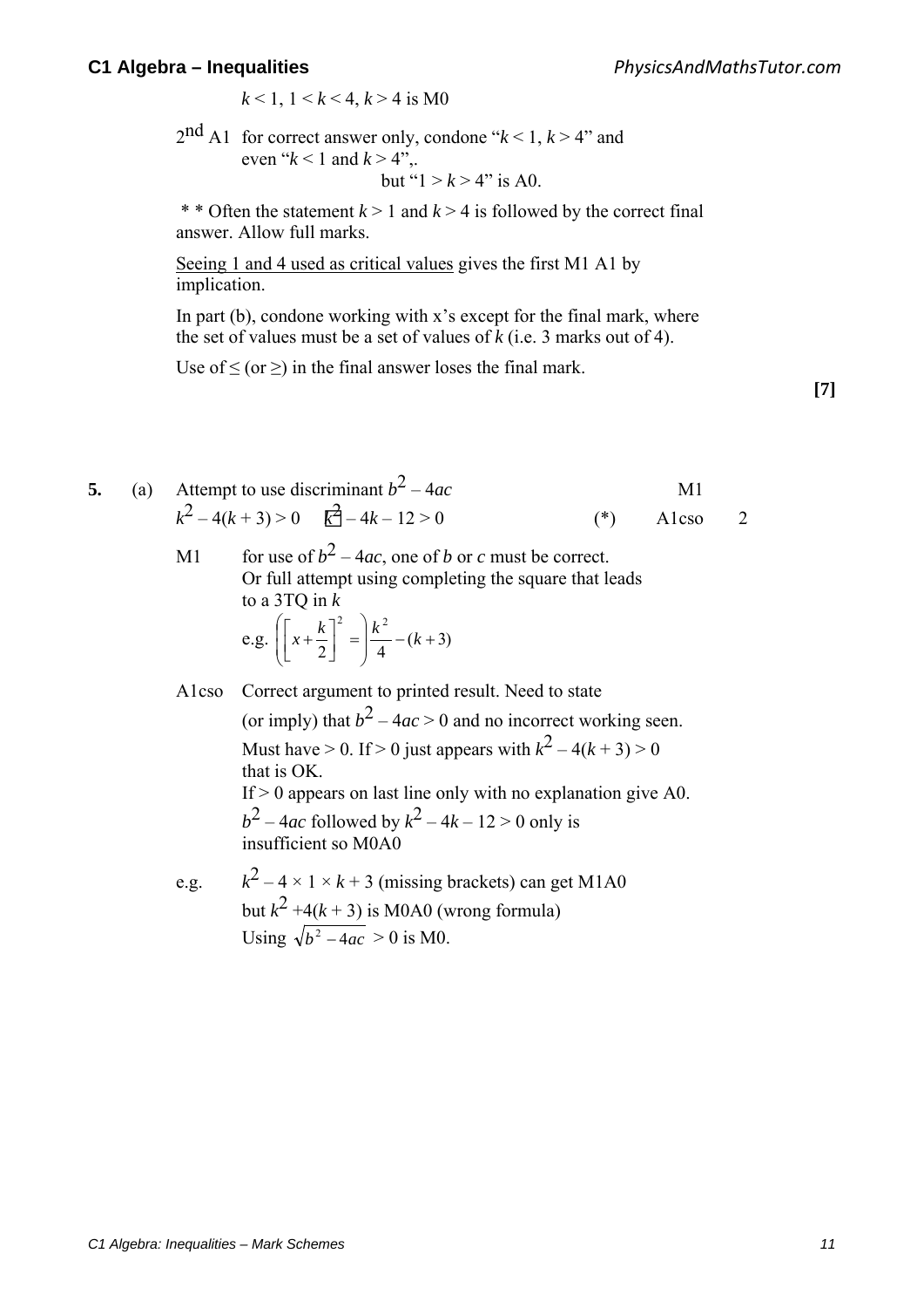$k < 1$, $1 < k < 4$, $k > 4$ is M0

2nd A1 for correct answer only, condone "$k < 1$, $k > 4$" and even "$k < 1$ and $k > 4$",.
but "$1 > k > 4$" is A0.

* * Often the statement $k > 1$ and $k > 4$ is followed by the correct final answer. Allow full marks.

Seeing 1 and 4 used as critical values gives the first M1 A1 by implication.

In part (b), condone working with x's except for the final mark, where the set of values must be a set of values of $k$ (i.e. 3 marks out of 4).

Use of $\leq$ (or $\geq$) in the final answer loses the final mark.

**[7]**

**5.** (a) Attempt to use discriminant $b^2 - 4ac$ — M1

$k^2 - 4(k + 3) > 0 \quad k^2 - 4k - 12 > 0$ (*) — A1cso — 2

M1 for use of $b^2 - 4ac$, one of $b$ or $c$ must be correct.
Or full attempt using completing the square that leads to a 3TQ in $k$
e.g. $\left(\left[x + \frac{k}{2}\right]^2 = \right) \frac{k^2}{4} - (k + 3)$

A1cso Correct argument to printed result. Need to state (or imply) that $b^2 - 4ac > 0$ and no incorrect working seen.
Must have $> 0$. If $> 0$ just appears with $k^2 - 4(k + 3) > 0$ that is OK.
If $> 0$ appears on last line only with no explanation give A0.
$b^2 - 4ac$ followed by $k^2 - 4k - 12 > 0$ only is insufficient so M0A0

e.g. $k^2 - 4 \times 1 \times k + 3$ (missing brackets) can get M1A0
but $k^2 + 4(k + 3)$ is M0A0 (wrong formula)
Using $\sqrt{b^2 - 4ac} > 0$ is M0.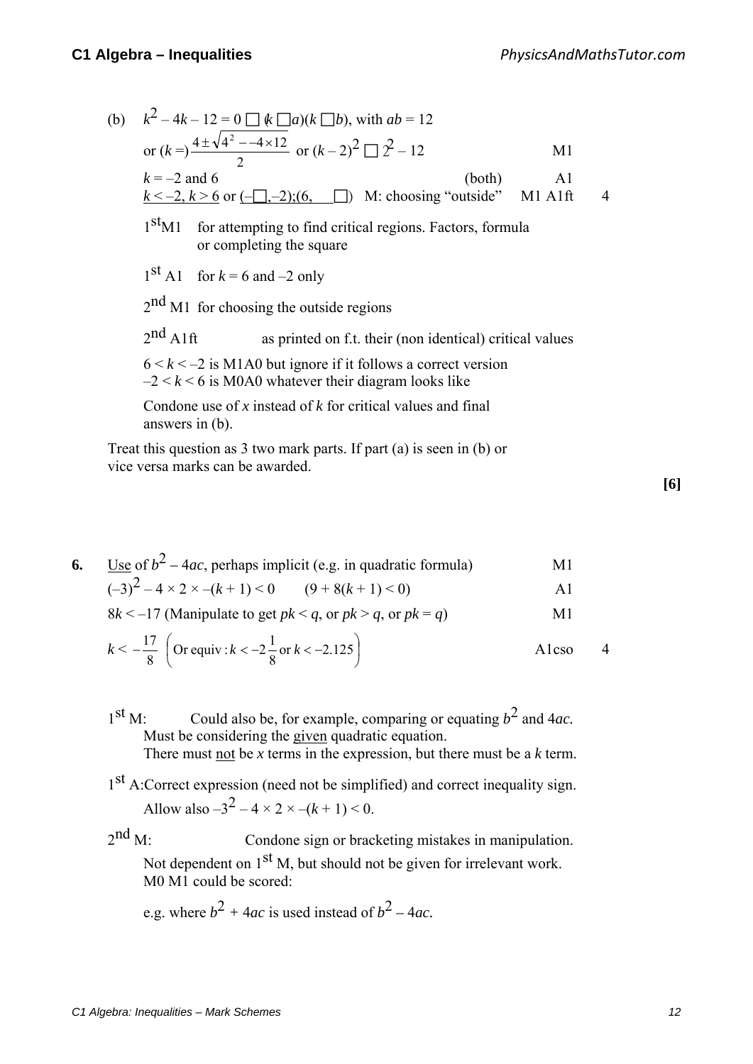(b) $k^2 - 4k - 12 = 0 \Rightarrow (k \pm a)(k \pm b)$, with $ab = 12$

or $(k =) \dfrac{4 \pm \sqrt{4^2 - -4 \times 12}}{2}$ or $(k-2)^2 \pm 2^2 - 12$ M1

$k = -2$ and $6$ (both) A1

$\underline{k < -2, k > 6}$ or $(-\infty, -2); (6, \infty)$ M: choosing "outside" M1 A1ft 4

1st M1 for attempting to find critical regions. Factors, formula or completing the square

1st A1 for $k = 6$ and $-2$ only

2nd M1 for choosing the outside regions

2nd A1ft as printed on f.t. their (non identical) critical values

$6 < k < -2$ is M1A0 but ignore if it follows a correct version
$-2 < k < 6$ is M0A0 whatever their diagram looks like

Condone use of $x$ instead of $k$ for critical values and final answers in (b).

Treat this question as 3 two mark parts. If part (a) is seen in (b) or vice versa marks can be awarded.

**[6]**

**6.** $\underline{\text{Use}}$ of $b^2 - 4ac$, perhaps implicit (e.g. in quadratic formula) M1

$(-3)^2 - 4 \times 2 \times -(k+1) < 0$ $\quad (9 + 8(k+1) < 0)$ A1

$8k < -17$ (Manipulate to get $pk < q$, or $pk > q$, or $pk = q$) M1

$k < -\dfrac{17}{8}$ $\left(\text{Or equiv} : k < -2\dfrac{1}{8} \text{ or } k < -2.125\right)$ A1cso 4

1st M: Could also be, for example, comparing or equating $b^2$ and $4ac$. Must be considering the $\underline{\text{given}}$ quadratic equation. There must $\underline{\text{not}}$ be $x$ terms in the expression, but there must be a $k$ term.

1st A: Correct expression (need not be simplified) and correct inequality sign. Allow also $-3^2 - 4 \times 2 \times -(k+1) < 0$.

2nd M: Condone sign or bracketing mistakes in manipulation. Not dependent on 1st M, but should not be given for irrelevant work. M0 M1 could be scored:

e.g. where $b^2 + 4ac$ is used instead of $b^2 - 4ac$.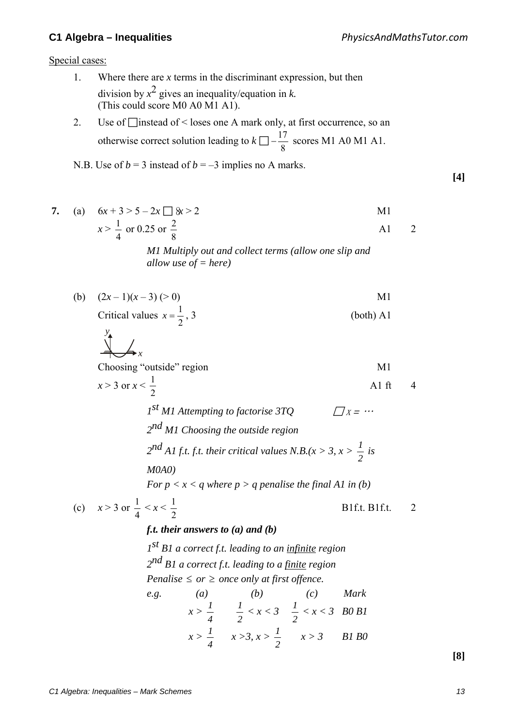Special cases:

1. Where there are $x$ terms in the discriminant expression, but then division by $x^2$ gives an inequality/equation in $k$. (This could score M0 A0 M1 A1).
2. Use of □ instead of < loses one A mark only, at first occurrence, so an otherwise correct solution leading to $k \square -\frac{17}{8}$ scores M1 A0 M1 A1.

N.B. Use of $b = 3$ instead of $b = -3$ implies no A marks.

**[4]**

**7.** (a) $6x + 3 > 5 - 2x \square 8x > 2$ — M1

$x > \frac{1}{4}$ or 0.25 or $\frac{2}{8}$ — A1 — 2

*M1 Multiply out and collect terms (allow one slip and allow use of = here)*

(b) $(2x - 1)(x - 3)$ $(> 0)$ — M1

Critical values $x = \frac{1}{2}, 3$ — (both) A1

Choosing "outside" region — M1

$x > 3$ or $x < \frac{1}{2}$ — A1 ft — 4

*1[st] M1 Attempting to factorise 3TQ* □ $x = \cdots$

*2[nd] M1 Choosing the outside region*

*2[nd] A1 f.t. f.t. their critical values N.B.($x > 3$, $x > \frac{1}{2}$ is M0A0)*

*For $p < x < q$ where $p > q$ penalise the final A1 in (b)*

(c) $x > 3$ or $\frac{1}{4} < x < \frac{1}{2}$ — B1f.t. B1f.t. — 2

***f.t. their answers to (a) and (b)***

*1[st] B1 a correct f.t. leading to an infinite region*

*2[nd] B1 a correct f.t. leading to a finite region*

*Penalise ≤ or ≥ once only at first offence.*

| *e.g.* | *(a)* | *(b)* | *(c)* | *Mark* |
|---|---|---|---|---|
| | $x > \frac{1}{4}$ | $\frac{1}{2} < x < 3$ | $\frac{1}{2} < x < 3$ | *B0 B1* |
| | $x > \frac{1}{4}$ | $x > 3, x > \frac{1}{2}$ | $x > 3$ | *B1 B0* |

**[8]**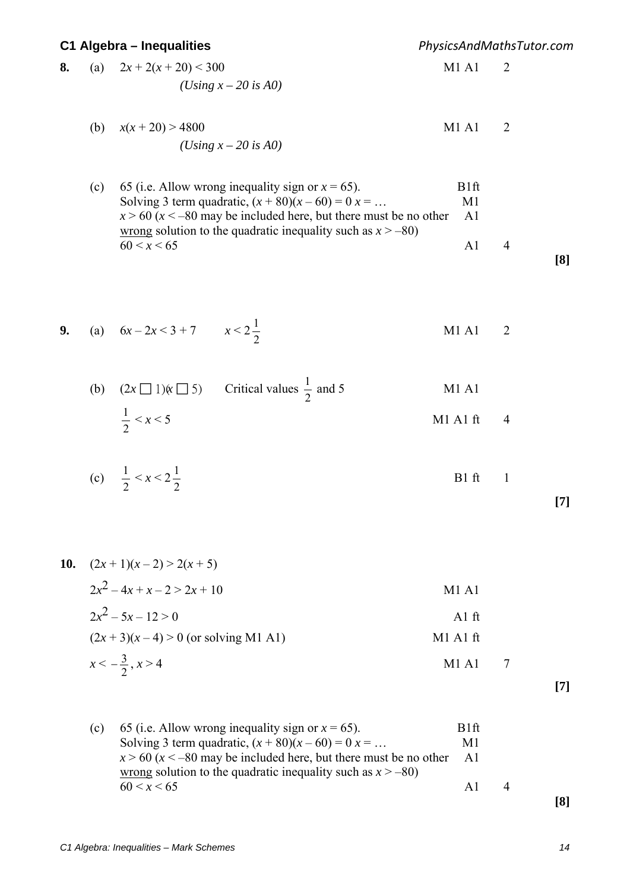| Q | Part | Scheme | Marks | | Total |
|---|---|---|---|---|---|
| **8.** | (a) | $2x + 2(x + 20) < 300$ | M1 A1 | 2 | |
| | | *(Using $x - 20$ is A0)* | | | |
| | (b) | $x(x + 20) > 4800$ | M1 A1 | 2 | |
| | | *(Using $x - 20$ is A0)* | | | |
| | (c) | 65 (i.e. Allow wrong inequality sign or $x = 65$). | B1ft | | |
| | | Solving 3 term quadratic, $(x + 80)(x - 60) = 0$ $x = \ldots$ | M1 | | |
| | | $x > 60$ ($x < -80$ may be included here, but there must be no other wrong solution to the quadratic inequality such as $x > -80$) | A1 | | |
| | | $60 < x < 65$ | A1 | 4 | |
| | | | | | **[8]** |
| **9.** | (a) | $6x - 2x < 3 + 7$ $\quad x < 2\frac{1}{2}$ | M1 A1 | 2 | |
| | (b) | $(2x \;\square\; 1)(x \;\square\; 5)$ $\quad$ Critical values $\frac{1}{2}$ and 5 | M1 A1 | | |
| | | $\frac{1}{2} < x < 5$ | M1 A1 ft | 4 | |
| | (c) | $\frac{1}{2} < x < 2\frac{1}{2}$ | B1 ft | 1 | |
| | | | | | **[7]** |
| **10.** | | $(2x + 1)(x - 2) > 2(x + 5)$ | | | |
| | | $2x^2 - 4x + x - 2 > 2x + 10$ | M1 A1 | | |
| | | $2x^2 - 5x - 12 > 0$ | A1 ft | | |
| | | $(2x + 3)(x - 4) > 0$ (or solving M1 A1) | M1 A1 ft | | |
| | | $x < -\frac{3}{2}$, $x > 4$ | M1 A1 | 7 | |
| | | | | | **[7]** |
| | (c) | 65 (i.e. Allow wrong inequality sign or $x = 65$). | B1ft | | |
| | | Solving 3 term quadratic, $(x + 80)(x - 60) = 0$ $x = \ldots$ | M1 | | |
| | | $x > 60$ ($x < -80$ may be included here, but there must be no other wrong solution to the quadratic inequality such as $x > -80$) | A1 | | |
| | | $60 < x < 65$ | A1 | 4 | |
| | | | | | **[8]** |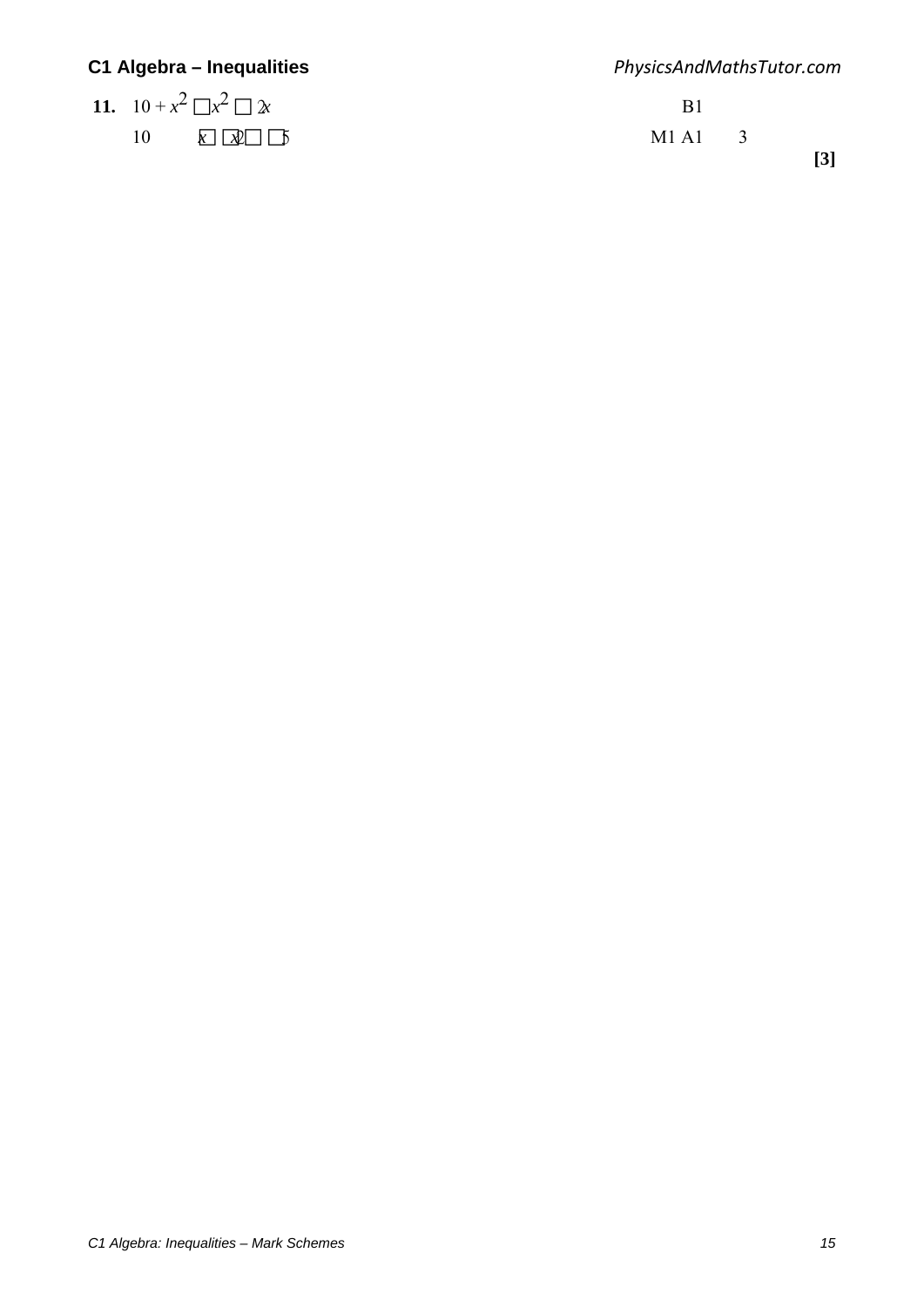**11.** $10 + x^2 > x^2 - 2x$ B1

$10 > -2x \Rightarrow x > -5$ M1 A1 3

**[3]**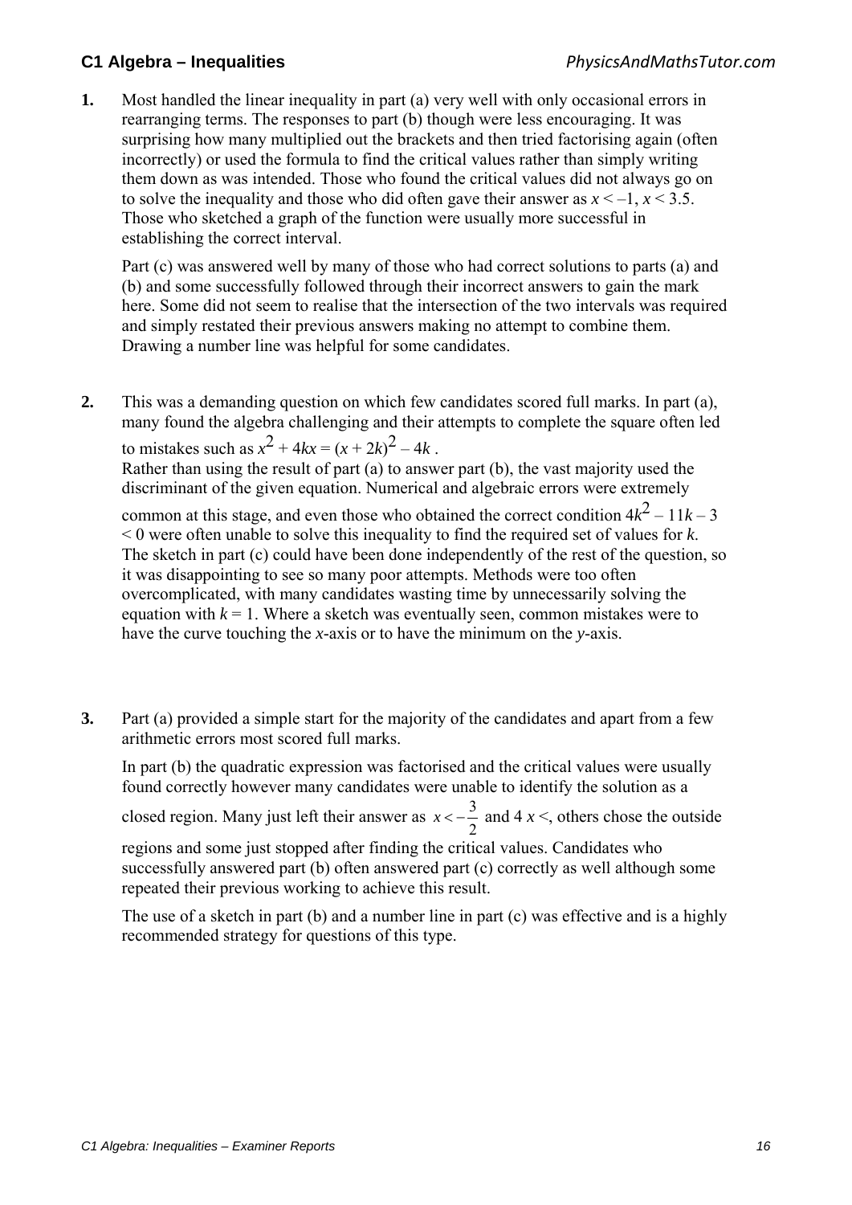1. Most handled the linear inequality in part (a) very well with only occasional errors in rearranging terms. The responses to part (b) though were less encouraging. It was surprising how many multiplied out the brackets and then tried factorising again (often incorrectly) or used the formula to find the critical values rather than simply writing them down as was intended. Those who found the critical values did not always go on to solve the inequality and those who did often gave their answer as $x < -1$, $x < 3.5$. Those who sketched a graph of the function were usually more successful in establishing the correct interval.

   Part (c) was answered well by many of those who had correct solutions to parts (a) and (b) and some successfully followed through their incorrect answers to gain the mark here. Some did not seem to realise that the intersection of the two intervals was required and simply restated their previous answers making no attempt to combine them. Drawing a number line was helpful for some candidates.

2. This was a demanding question on which few candidates scored full marks. In part (a), many found the algebra challenging and their attempts to complete the square often led to mistakes such as $x^2 + 4kx = (x + 2k)^2 - 4k$.
   Rather than using the result of part (a) to answer part (b), the vast majority used the discriminant of the given equation. Numerical and algebraic errors were extremely common at this stage, and even those who obtained the correct condition $4k^2 - 11k - 3 < 0$ were often unable to solve this inequality to find the required set of values for $k$. The sketch in part (c) could have been done independently of the rest of the question, so it was disappointing to see so many poor attempts. Methods were too often overcomplicated, with many candidates wasting time by unnecessarily solving the equation with $k = 1$. Where a sketch was eventually seen, common mistakes were to have the curve touching the $x$-axis or to have the minimum on the $y$-axis.

3. Part (a) provided a simple start for the majority of the candidates and apart from a few arithmetic errors most scored full marks.

   In part (b) the quadratic expression was factorised and the critical values were usually found correctly however many candidates were unable to identify the solution as a closed region. Many just left their answer as $x < -\frac{3}{2}$ and $4\ x <$, others chose the outside regions and some just stopped after finding the critical values. Candidates who successfully answered part (b) often answered part (c) correctly as well although some repeated their previous working to achieve this result.

   The use of a sketch in part (b) and a number line in part (c) was effective and is a highly recommended strategy for questions of this type.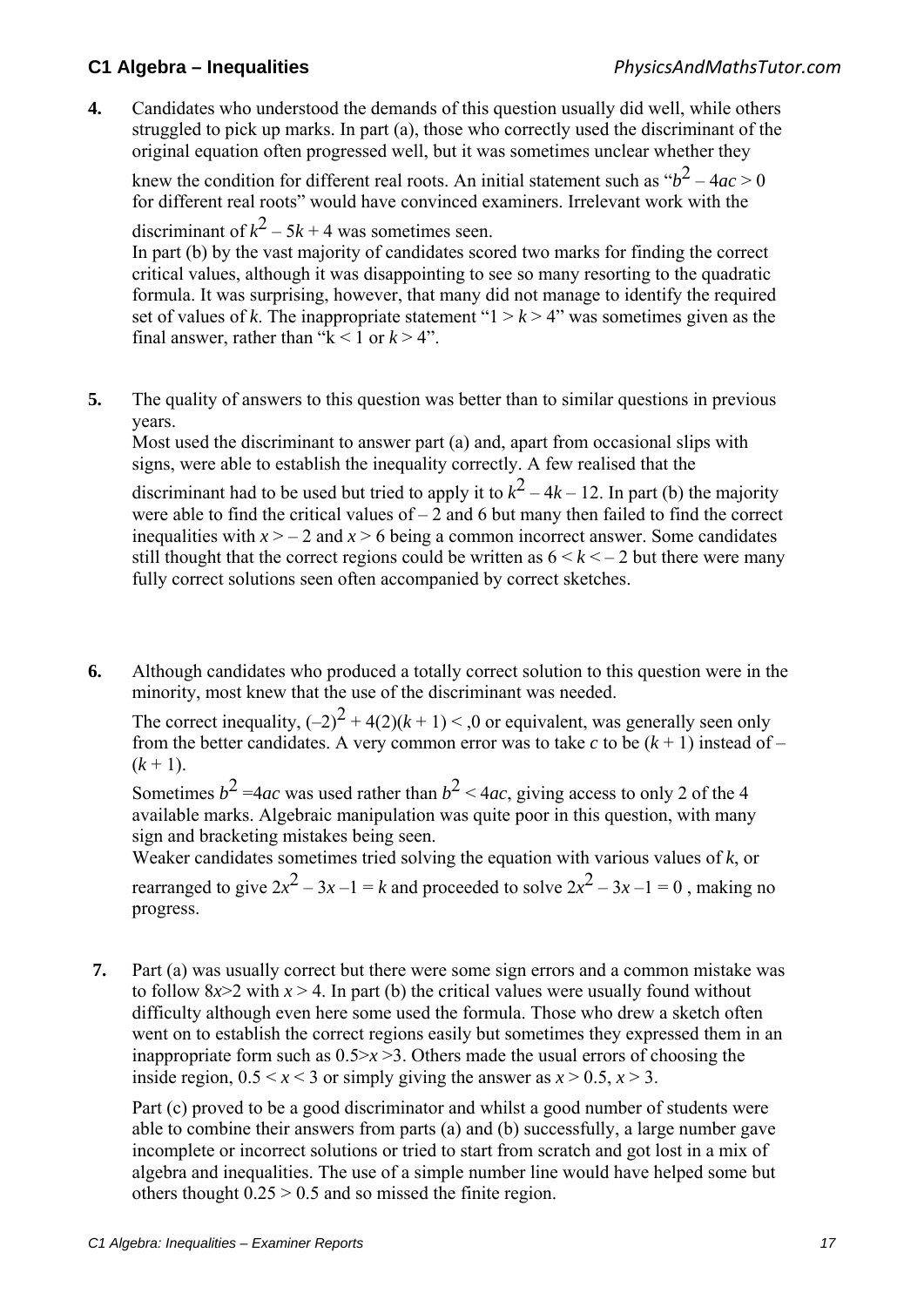**4.** Candidates who understood the demands of this question usually did well, while others struggled to pick up marks. In part (a), those who correctly used the discriminant of the original equation often progressed well, but it was sometimes unclear whether they knew the condition for different real roots. An initial statement such as "$b^2 - 4ac > 0$ for different real roots" would have convinced examiners. Irrelevant work with the discriminant of $k^2 - 5k + 4$ was sometimes seen.
In part (b) by the vast majority of candidates scored two marks for finding the correct critical values, although it was disappointing to see so many resorting to the quadratic formula. It was surprising, however, that many did not manage to identify the required set of values of $k$. The inappropriate statement "$1 > k > 4$" was sometimes given as the final answer, rather than "$k < 1$ or $k > 4$".

**5.** The quality of answers to this question was better than to similar questions in previous years.
Most used the discriminant to answer part (a) and, apart from occasional slips with signs, were able to establish the inequality correctly. A few realised that the discriminant had to be used but tried to apply it to $k^2 - 4k - 12$. In part (b) the majority were able to find the critical values of $-2$ and 6 but many then failed to find the correct inequalities with $x > -2$ and $x > 6$ being a common incorrect answer. Some candidates still thought that the correct regions could be written as $6 < k < -2$ but there were many fully correct solutions seen often accompanied by correct sketches.

**6.** Although candidates who produced a totally correct solution to this question were in the minority, most knew that the use of the discriminant was needed.

The correct inequality, $(-2)^2 + 4(2)(k + 1) <$ ,0 or equivalent, was generally seen only from the better candidates. A very common error was to take $c$ to be $(k + 1)$ instead of $-(k + 1)$.

Sometimes $b^2 = 4ac$ was used rather than $b^2 < 4ac$, giving access to only 2 of the 4 available marks. Algebraic manipulation was quite poor in this question, with many sign and bracketing mistakes being seen.
Weaker candidates sometimes tried solving the equation with various values of $k$, or rearranged to give $2x^2 - 3x - 1 = k$ and proceeded to solve $2x^2 - 3x - 1 = 0$ , making no progress.

**7.** Part (a) was usually correct but there were some sign errors and a common mistake was to follow $8x > 2$ with $x > 4$. In part (b) the critical values were usually found without difficulty although even here some used the formula. Those who drew a sketch often went on to establish the correct regions easily but sometimes they expressed them in an inappropriate form such as $0.5 > x > 3$. Others made the usual errors of choosing the inside region, $0.5 < x < 3$ or simply giving the answer as $x > 0.5$, $x > 3$.

Part (c) proved to be a good discriminator and whilst a good number of students were able to combine their answers from parts (a) and (b) successfully, a large number gave incomplete or incorrect solutions or tried to start from scratch and got lost in a mix of algebra and inequalities. The use of a simple number line would have helped some but others thought $0.25 > 0.5$ and so missed the finite region.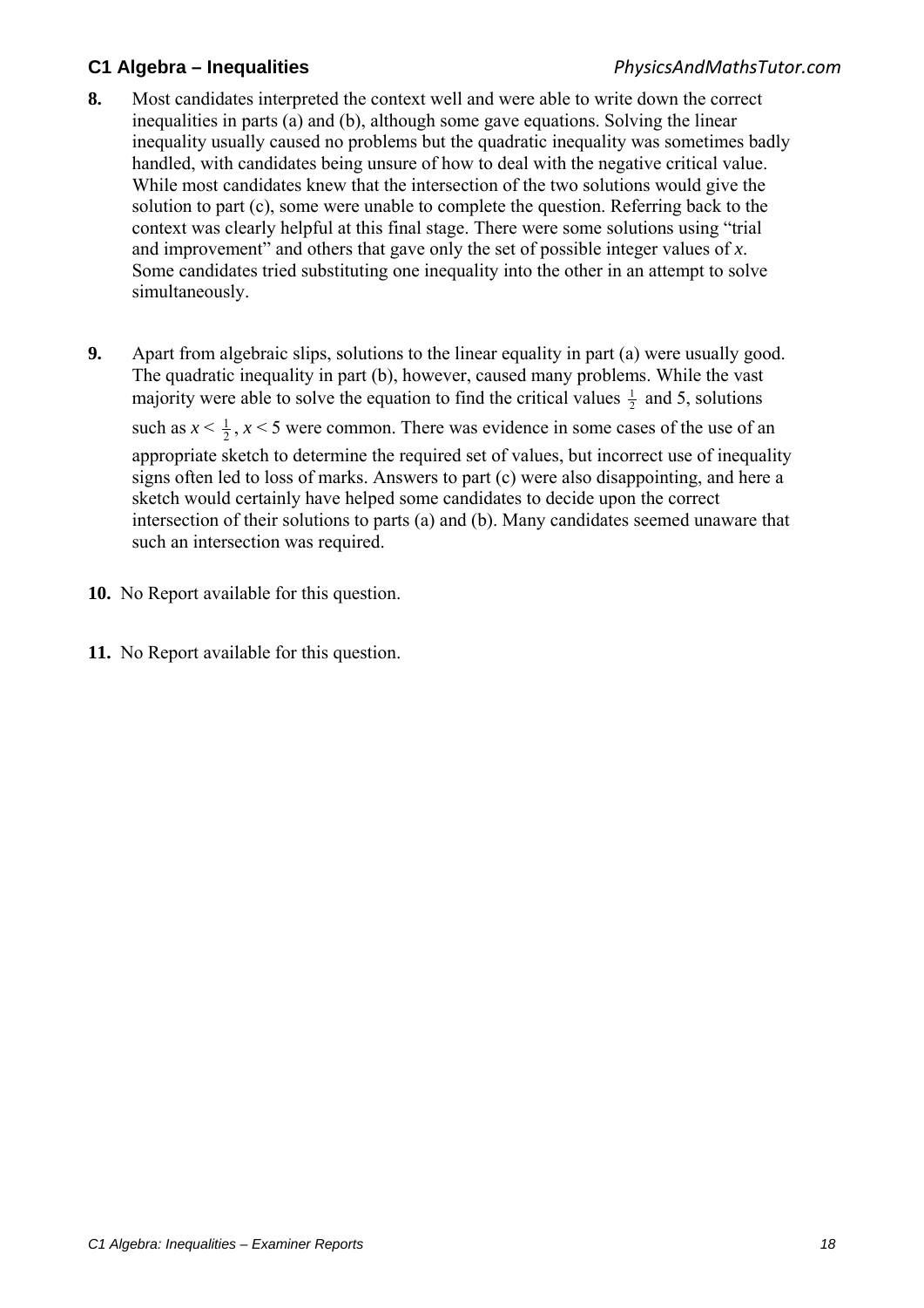**8.** Most candidates interpreted the context well and were able to write down the correct inequalities in parts (a) and (b), although some gave equations. Solving the linear inequality usually caused no problems but the quadratic inequality was sometimes badly handled, with candidates being unsure of how to deal with the negative critical value. While most candidates knew that the intersection of the two solutions would give the solution to part (c), some were unable to complete the question. Referring back to the context was clearly helpful at this final stage. There were some solutions using "trial and improvement" and others that gave only the set of possible integer values of $x$. Some candidates tried substituting one inequality into the other in an attempt to solve simultaneously.

**9.** Apart from algebraic slips, solutions to the linear equality in part (a) were usually good. The quadratic inequality in part (b), however, caused many problems. While the vast majority were able to solve the equation to find the critical values $\frac{1}{2}$ and 5, solutions such as $x < \frac{1}{2}$, $x < 5$ were common. There was evidence in some cases of the use of an appropriate sketch to determine the required set of values, but incorrect use of inequality signs often led to loss of marks. Answers to part (c) were also disappointing, and here a sketch would certainly have helped some candidates to decide upon the correct intersection of their solutions to parts (a) and (b). Many candidates seemed unaware that such an intersection was required.

**10.** No Report available for this question.

**11.** No Report available for this question.